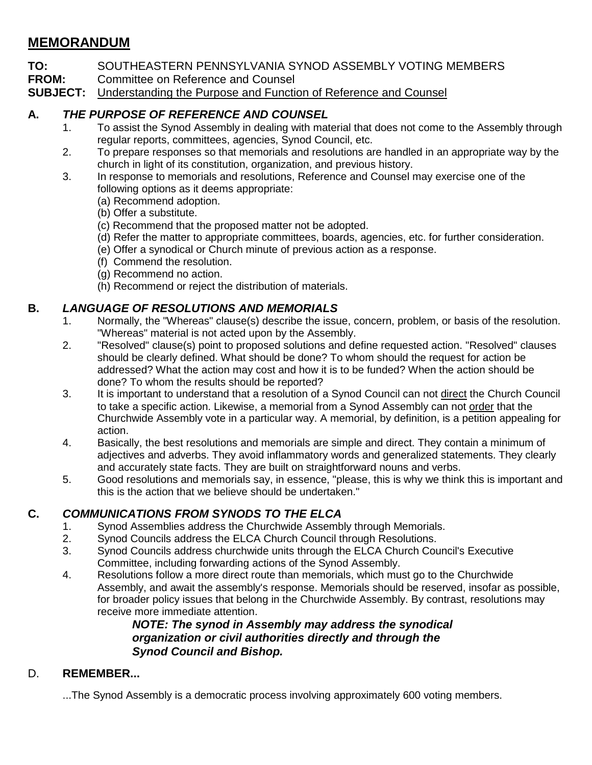# MEMORANDUM

**TO:** SOUTHEASTERN PENNSYLVANIA SYNOD ASSEMBLY VOTING MEMBERS
**FROM:** Committee on Reference and Counsel
**SUBJECT:** <u>Understanding the Purpose and Function of Reference and Counsel</u>

## A. *THE PURPOSE OF REFERENCE AND COUNSEL*

1. To assist the Synod Assembly in dealing with material that does not come to the Assembly through regular reports, committees, agencies, Synod Council, etc.
2. To prepare responses so that memorials and resolutions are handled in an appropriate way by the church in light of its constitution, organization, and previous history.
3. In response to memorials and resolutions, Reference and Counsel may exercise one of the following options as it deems appropriate:
   (a) Recommend adoption.
   (b) Offer a substitute.
   (c) Recommend that the proposed matter not be adopted.
   (d) Refer the matter to appropriate committees, boards, agencies, etc. for further consideration.
   (e) Offer a synodical or Church minute of previous action as a response.
   (f) Commend the resolution.
   (g) Recommend no action.
   (h) Recommend or reject the distribution of materials.

## B. *LANGUAGE OF RESOLUTIONS AND MEMORIALS*

1. Normally, the "Whereas" clause(s) describe the issue, concern, problem, or basis of the resolution. "Whereas" material is not acted upon by the Assembly.
2. "Resolved" clause(s) point to proposed solutions and define requested action. "Resolved" clauses should be clearly defined. What should be done? To whom should the request for action be addressed? What the action may cost and how it is to be funded? When the action should be done? To whom the results should be reported?
3. It is important to understand that a resolution of a Synod Council can not <u>direct</u> the Church Council to take a specific action. Likewise, a memorial from a Synod Assembly can not <u>order</u> that the Churchwide Assembly vote in a particular way. A memorial, by definition, is a petition appealing for action.
4. Basically, the best resolutions and memorials are simple and direct. They contain a minimum of adjectives and adverbs. They avoid inflammatory words and generalized statements. They clearly and accurately state facts. They are built on straightforward nouns and verbs.
5. Good resolutions and memorials say, in essence, "please, this is why we think this is important and this is the action that we believe should be undertaken."

## C. *COMMUNICATIONS FROM SYNODS TO THE ELCA*

1. Synod Assemblies address the Churchwide Assembly through Memorials.
2. Synod Councils address the ELCA Church Council through Resolutions.
3. Synod Councils address churchwide units through the ELCA Church Council's Executive Committee, including forwarding actions of the Synod Assembly.
4. Resolutions follow a more direct route than memorials, which must go to the Churchwide Assembly, and await the assembly's response. Memorials should be reserved, insofar as possible, for broader policy issues that belong in the Churchwide Assembly. By contrast, resolutions may receive more immediate attention.

   ***NOTE: The synod in Assembly may address the synodical organization or civil authorities directly and through the Synod Council and Bishop.***

## D. **REMEMBER...**

...The Synod Assembly is a democratic process involving approximately 600 voting members.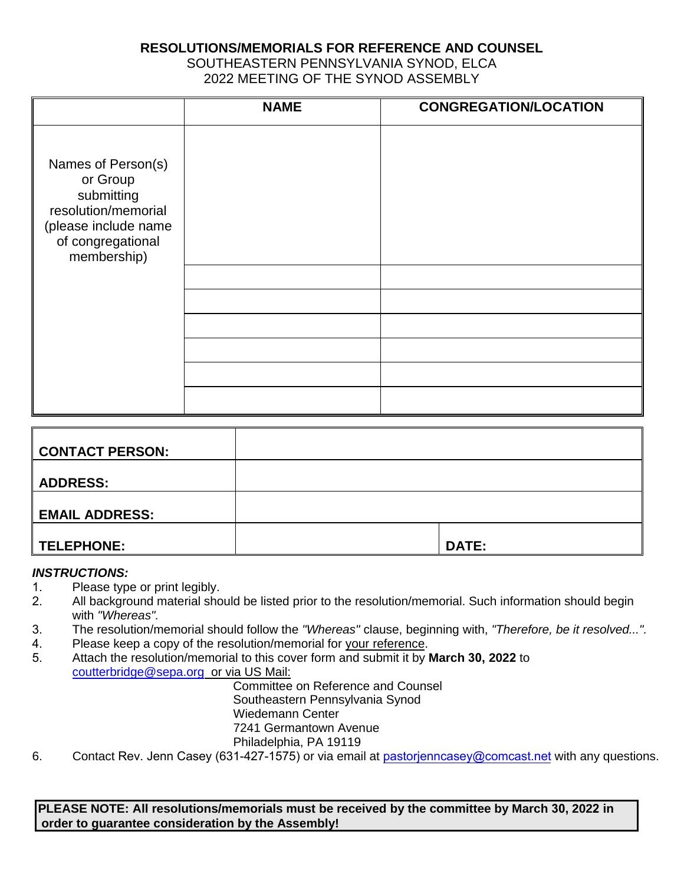**RESOLUTIONS/MEMORIALS FOR REFERENCE AND COUNSEL**
SOUTHEASTERN PENNSYLVANIA SYNOD, ELCA
2022 MEETING OF THE SYNOD ASSEMBLY

| | **NAME** | **CONGREGATION/LOCATION** |
|---|---|---|
| Names of Person(s) or Group submitting resolution/memorial (please include name of congregational membership) | | |
| | | |
| | | |
| | | |
| | | |
| | | |
| | | |

| | | |
|---|---|---|
| **CONTACT PERSON:** | | |
| **ADDRESS:** | | |
| **EMAIL ADDRESS:** | | |
| **TELEPHONE:** | | **DATE:** |

***INSTRUCTIONS:***

1. Please type or print legibly.
2. All background material should be listed prior to the resolution/memorial. Such information should begin with *"Whereas".*
3. The resolution/memorial should follow the *"Whereas"* clause, beginning with, *"Therefore, be it resolved..."*.
4. Please keep a copy of the resolution/memorial for your reference.
5. Attach the resolution/memorial to this cover form and submit it by **March 30, 2022** to coutterbridge@sepa.org or via US Mail:

   Committee on Reference and Counsel
   Southeastern Pennsylvania Synod
   Wiedemann Center
   7241 Germantown Avenue
   Philadelphia, PA 19119
6. Contact Rev. Jenn Casey (631-427-1575) or via email at pastorjenncasey@comcast.net with any questions.

**PLEASE NOTE: All resolutions/memorials must be received by the committee by March 30, 2022 in order to guarantee consideration by the Assembly!**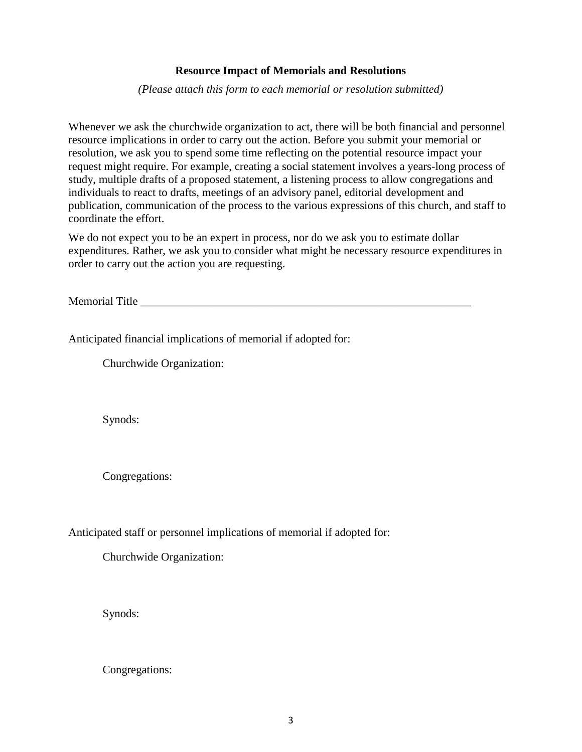**Resource Impact of Memorials and Resolutions**

*(Please attach this form to each memorial or resolution submitted)*

Whenever we ask the churchwide organization to act, there will be both financial and personnel resource implications in order to carry out the action. Before you submit your memorial or resolution, we ask you to spend some time reflecting on the potential resource impact your request might require. For example, creating a social statement involves a years-long process of study, multiple drafts of a proposed statement, a listening process to allow congregations and individuals to react to drafts, meetings of an advisory panel, editorial development and publication, communication of the process to the various expressions of this church, and staff to coordinate the effort.

We do not expect you to be an expert in process, nor do we ask you to estimate dollar expenditures. Rather, we ask you to consider what might be necessary resource expenditures in order to carry out the action you are requesting.

Memorial Title ____________________________________________________________

Anticipated financial implications of memorial if adopted for:

Churchwide Organization:

Synods:

Congregations:

Anticipated staff or personnel implications of memorial if adopted for:

Churchwide Organization:

Synods:

Congregations: